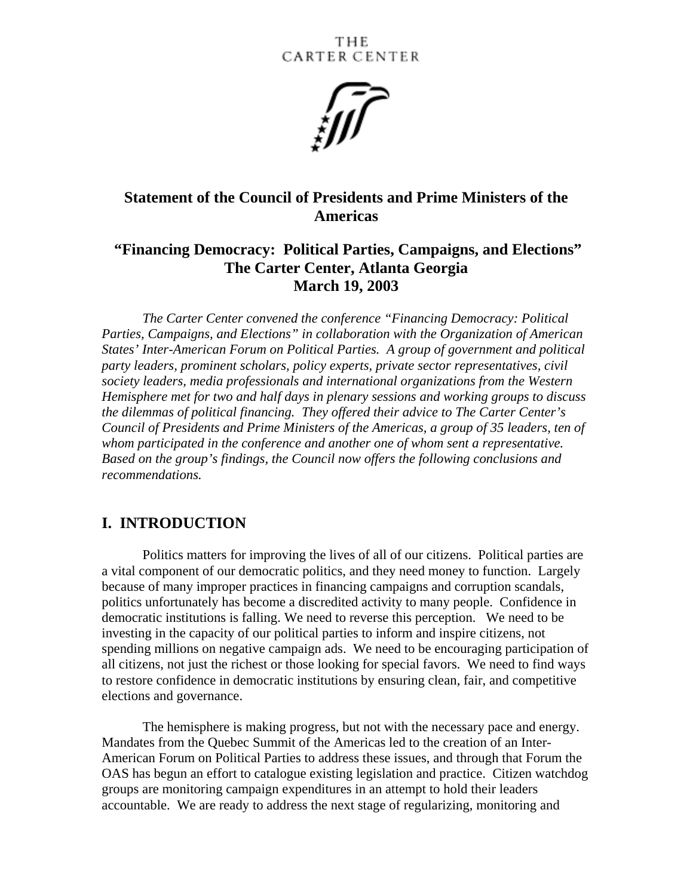THE CARTER CENTER

# Statement of the Council of Presidents and Prime Ministers of the Americas

## "Financing Democracy: Political Parties, Campaigns, and Elections" The Carter Center, Atlanta Georgia March 19, 2003

*The Carter Center convened the conference "Financing Democracy: Political Parties, Campaigns, and Elections" in collaboration with the Organization of American States' Inter-American Forum on Political Parties. A group of government and political party leaders, prominent scholars, policy experts, private sector representatives, civil society leaders, media professionals and international organizations from the Western Hemisphere met for two and half days in plenary sessions and working groups to discuss the dilemmas of political financing. They offered their advice to The Carter Center's Council of Presidents and Prime Ministers of the Americas, a group of 35 leaders, ten of whom participated in the conference and another one of whom sent a representative. Based on the group's findings, the Council now offers the following conclusions and recommendations.*

## I. INTRODUCTION

Politics matters for improving the lives of all of our citizens. Political parties are a vital component of our democratic politics, and they need money to function. Largely because of many improper practices in financing campaigns and corruption scandals, politics unfortunately has become a discredited activity to many people. Confidence in democratic institutions is falling. We need to reverse this perception. We need to be investing in the capacity of our political parties to inform and inspire citizens, not spending millions on negative campaign ads. We need to be encouraging participation of all citizens, not just the richest or those looking for special favors. We need to find ways to restore confidence in democratic institutions by ensuring clean, fair, and competitive elections and governance.

The hemisphere is making progress, but not with the necessary pace and energy. Mandates from the Quebec Summit of the Americas led to the creation of an Inter-American Forum on Political Parties to address these issues, and through that Forum the OAS has begun an effort to catalogue existing legislation and practice. Citizen watchdog groups are monitoring campaign expenditures in an attempt to hold their leaders accountable. We are ready to address the next stage of regularizing, monitoring and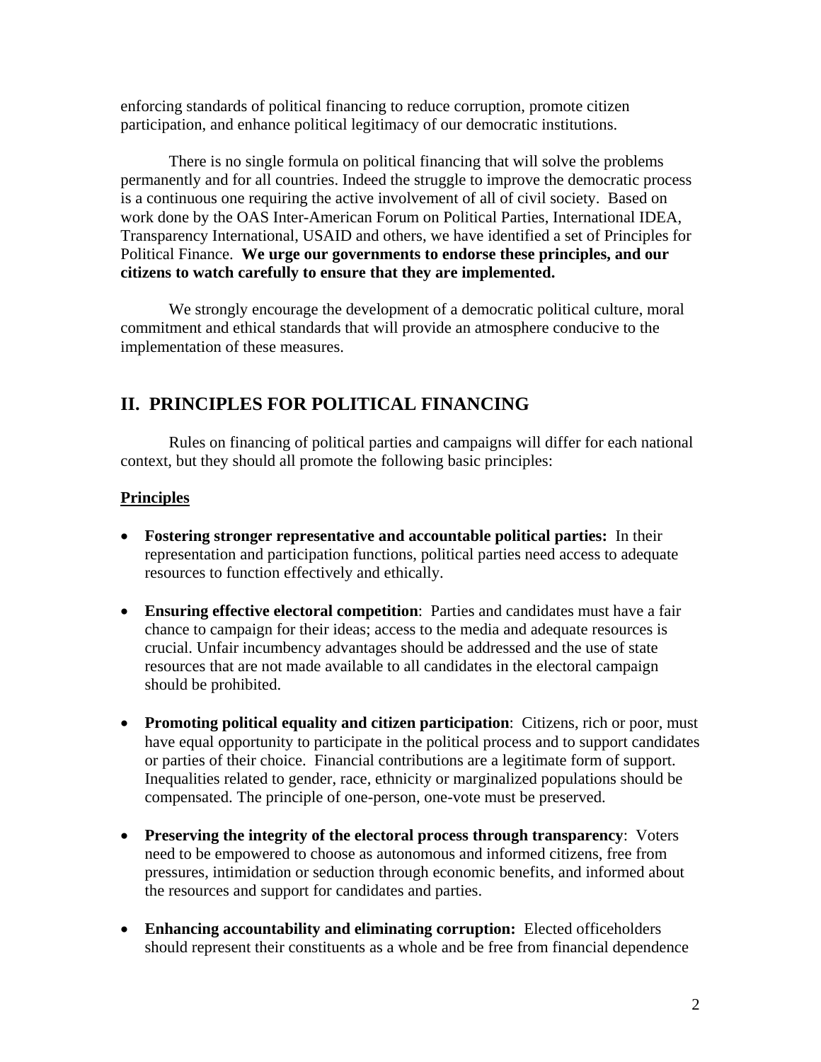enforcing standards of political financing to reduce corruption, promote citizen participation, and enhance political legitimacy of our democratic institutions.

There is no single formula on political financing that will solve the problems permanently and for all countries. Indeed the struggle to improve the democratic process is a continuous one requiring the active involvement of all of civil society. Based on work done by the OAS Inter-American Forum on Political Parties, International IDEA, Transparency International, USAID and others, we have identified a set of Principles for Political Finance. **We urge our governments to endorse these principles, and our citizens to watch carefully to ensure that they are implemented.**

We strongly encourage the development of a democratic political culture, moral commitment and ethical standards that will provide an atmosphere conducive to the implementation of these measures.

## II. PRINCIPLES FOR POLITICAL FINANCING

Rules on financing of political parties and campaigns will differ for each national context, but they should all promote the following basic principles:

**Principles**

- **Fostering stronger representative and accountable political parties:** In their representation and participation functions, political parties need access to adequate resources to function effectively and ethically.
- **Ensuring effective electoral competition**: Parties and candidates must have a fair chance to campaign for their ideas; access to the media and adequate resources is crucial. Unfair incumbency advantages should be addressed and the use of state resources that are not made available to all candidates in the electoral campaign should be prohibited.
- **Promoting political equality and citizen participation**: Citizens, rich or poor, must have equal opportunity to participate in the political process and to support candidates or parties of their choice. Financial contributions are a legitimate form of support. Inequalities related to gender, race, ethnicity or marginalized populations should be compensated. The principle of one-person, one-vote must be preserved.
- **Preserving the integrity of the electoral process through transparency**: Voters need to be empowered to choose as autonomous and informed citizens, free from pressures, intimidation or seduction through economic benefits, and informed about the resources and support for candidates and parties.
- **Enhancing accountability and eliminating corruption:** Elected officeholders should represent their constituents as a whole and be free from financial dependence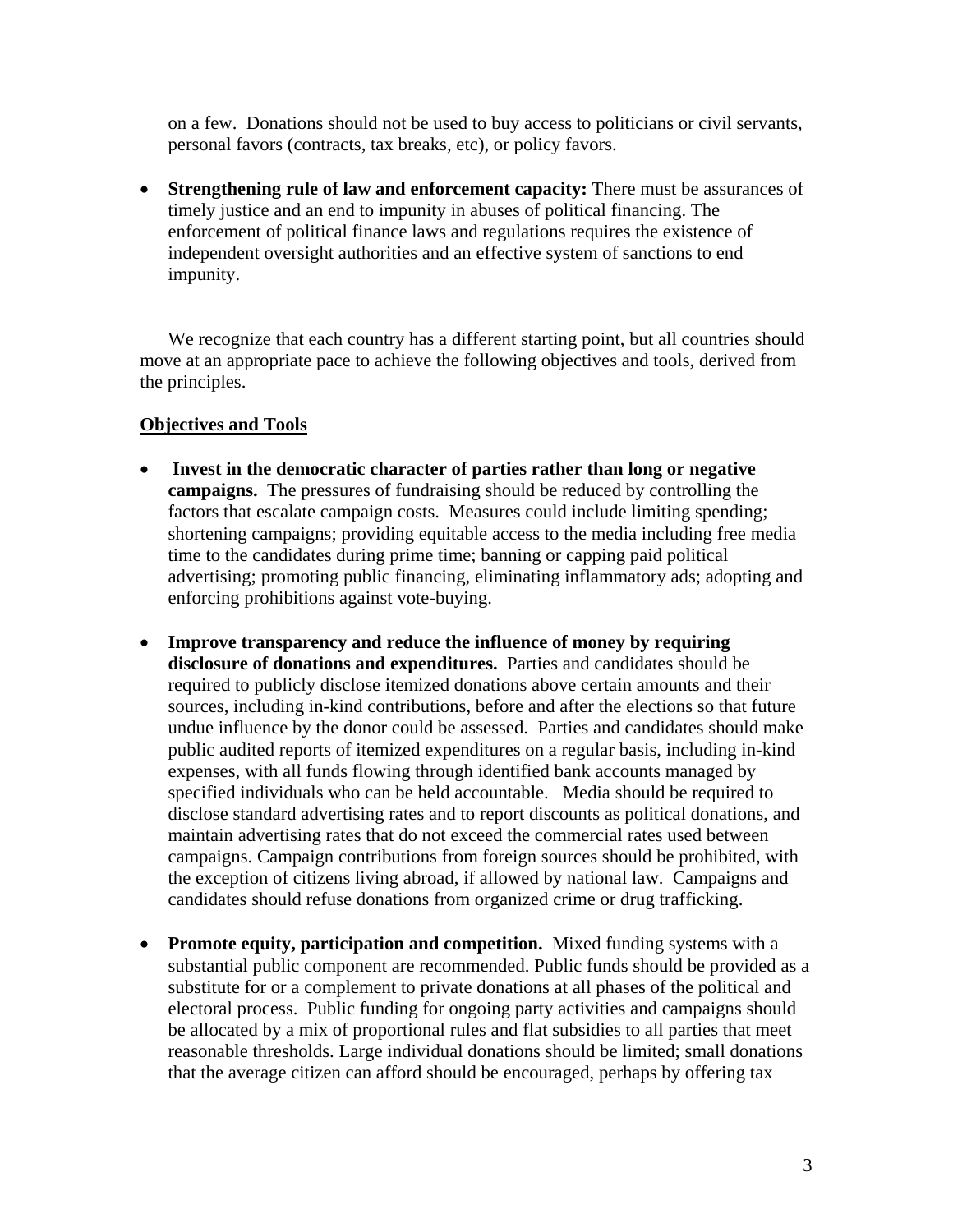on a few. Donations should not be used to buy access to politicians or civil servants, personal favors (contracts, tax breaks, etc), or policy favors.

- **Strengthening rule of law and enforcement capacity:** There must be assurances of timely justice and an end to impunity in abuses of political financing. The enforcement of political finance laws and regulations requires the existence of independent oversight authorities and an effective system of sanctions to end impunity.

We recognize that each country has a different starting point, but all countries should move at an appropriate pace to achieve the following objectives and tools, derived from the principles.

**Objectives and Tools**

- **Invest in the democratic character of parties rather than long or negative campaigns.** The pressures of fundraising should be reduced by controlling the factors that escalate campaign costs. Measures could include limiting spending; shortening campaigns; providing equitable access to the media including free media time to the candidates during prime time; banning or capping paid political advertising; promoting public financing, eliminating inflammatory ads; adopting and enforcing prohibitions against vote-buying.

- **Improve transparency and reduce the influence of money by requiring disclosure of donations and expenditures.** Parties and candidates should be required to publicly disclose itemized donations above certain amounts and their sources, including in-kind contributions, before and after the elections so that future undue influence by the donor could be assessed. Parties and candidates should make public audited reports of itemized expenditures on a regular basis, including in-kind expenses, with all funds flowing through identified bank accounts managed by specified individuals who can be held accountable. Media should be required to disclose standard advertising rates and to report discounts as political donations, and maintain advertising rates that do not exceed the commercial rates used between campaigns. Campaign contributions from foreign sources should be prohibited, with the exception of citizens living abroad, if allowed by national law. Campaigns and candidates should refuse donations from organized crime or drug trafficking.

- **Promote equity, participation and competition.** Mixed funding systems with a substantial public component are recommended. Public funds should be provided as a substitute for or a complement to private donations at all phases of the political and electoral process. Public funding for ongoing party activities and campaigns should be allocated by a mix of proportional rules and flat subsidies to all parties that meet reasonable thresholds. Large individual donations should be limited; small donations that the average citizen can afford should be encouraged, perhaps by offering tax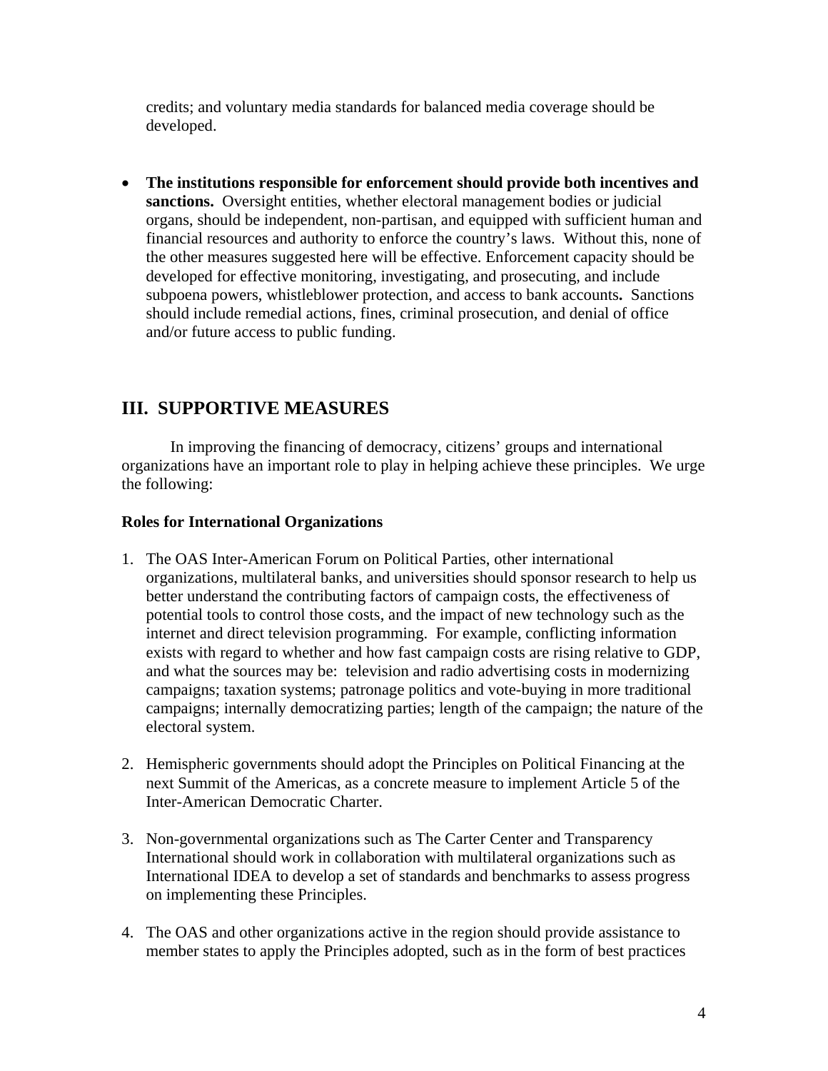credits; and voluntary media standards for balanced media coverage should be developed.

- **The institutions responsible for enforcement should provide both incentives and sanctions.** Oversight entities, whether electoral management bodies or judicial organs, should be independent, non-partisan, and equipped with sufficient human and financial resources and authority to enforce the country's laws. Without this, none of the other measures suggested here will be effective. Enforcement capacity should be developed for effective monitoring, investigating, and prosecuting, and include subpoena powers, whistleblower protection, and access to bank accounts**.** Sanctions should include remedial actions, fines, criminal prosecution, and denial of office and/or future access to public funding.

## III. SUPPORTIVE MEASURES

In improving the financing of democracy, citizens' groups and international organizations have an important role to play in helping achieve these principles. We urge the following:

**Roles for International Organizations**

1. The OAS Inter-American Forum on Political Parties, other international organizations, multilateral banks, and universities should sponsor research to help us better understand the contributing factors of campaign costs, the effectiveness of potential tools to control those costs, and the impact of new technology such as the internet and direct television programming. For example, conflicting information exists with regard to whether and how fast campaign costs are rising relative to GDP, and what the sources may be: television and radio advertising costs in modernizing campaigns; taxation systems; patronage politics and vote-buying in more traditional campaigns; internally democratizing parties; length of the campaign; the nature of the electoral system.

2. Hemispheric governments should adopt the Principles on Political Financing at the next Summit of the Americas, as a concrete measure to implement Article 5 of the Inter-American Democratic Charter.

3. Non-governmental organizations such as The Carter Center and Transparency International should work in collaboration with multilateral organizations such as International IDEA to develop a set of standards and benchmarks to assess progress on implementing these Principles.

4. The OAS and other organizations active in the region should provide assistance to member states to apply the Principles adopted, such as in the form of best practices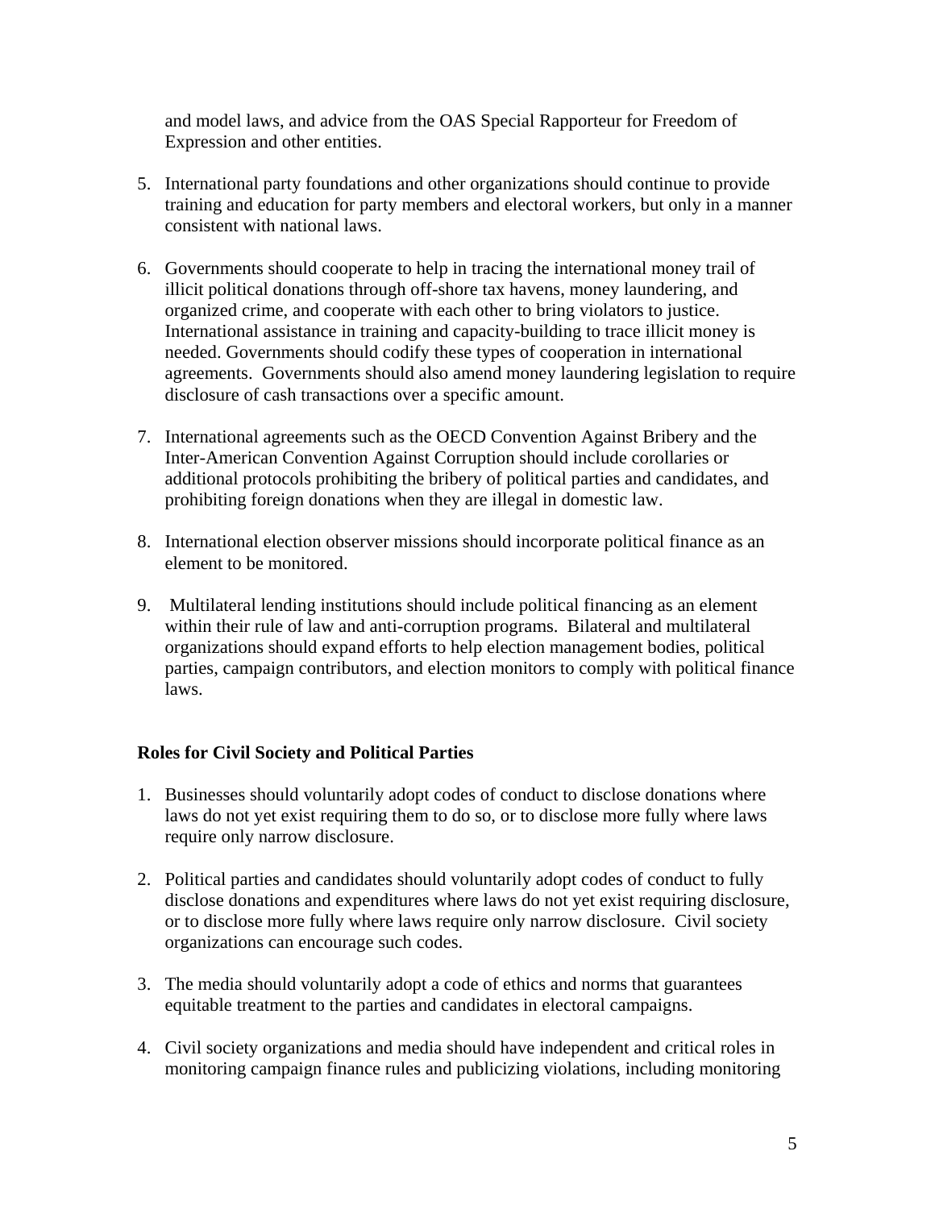and model laws, and advice from the OAS Special Rapporteur for Freedom of Expression and other entities.

5. International party foundations and other organizations should continue to provide training and education for party members and electoral workers, but only in a manner consistent with national laws.

6. Governments should cooperate to help in tracing the international money trail of illicit political donations through off-shore tax havens, money laundering, and organized crime, and cooperate with each other to bring violators to justice. International assistance in training and capacity-building to trace illicit money is needed. Governments should codify these types of cooperation in international agreements. Governments should also amend money laundering legislation to require disclosure of cash transactions over a specific amount.

7. International agreements such as the OECD Convention Against Bribery and the Inter-American Convention Against Corruption should include corollaries or additional protocols prohibiting the bribery of political parties and candidates, and prohibiting foreign donations when they are illegal in domestic law.

8. International election observer missions should incorporate political finance as an element to be monitored.

9. Multilateral lending institutions should include political financing as an element within their rule of law and anti-corruption programs. Bilateral and multilateral organizations should expand efforts to help election management bodies, political parties, campaign contributors, and election monitors to comply with political finance laws.

**Roles for Civil Society and Political Parties**

1. Businesses should voluntarily adopt codes of conduct to disclose donations where laws do not yet exist requiring them to do so, or to disclose more fully where laws require only narrow disclosure.

2. Political parties and candidates should voluntarily adopt codes of conduct to fully disclose donations and expenditures where laws do not yet exist requiring disclosure, or to disclose more fully where laws require only narrow disclosure. Civil society organizations can encourage such codes.

3. The media should voluntarily adopt a code of ethics and norms that guarantees equitable treatment to the parties and candidates in electoral campaigns.

4. Civil society organizations and media should have independent and critical roles in monitoring campaign finance rules and publicizing violations, including monitoring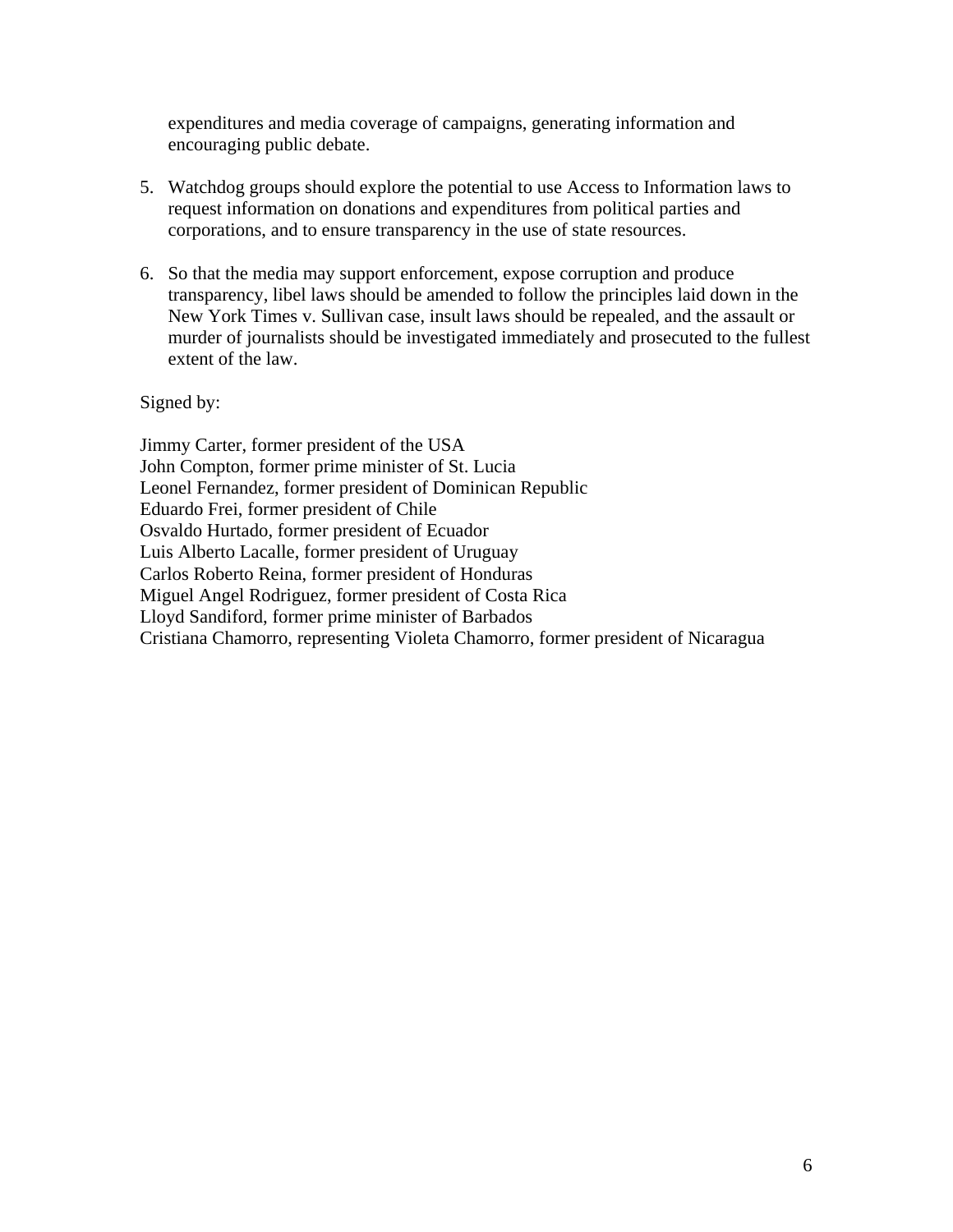expenditures and media coverage of campaigns, generating information and encouraging public debate.

5. Watchdog groups should explore the potential to use Access to Information laws to request information on donations and expenditures from political parties and corporations, and to ensure transparency in the use of state resources.

6. So that the media may support enforcement, expose corruption and produce transparency, libel laws should be amended to follow the principles laid down in the New York Times v. Sullivan case, insult laws should be repealed, and the assault or murder of journalists should be investigated immediately and prosecuted to the fullest extent of the law.

Signed by:

Jimmy Carter, former president of the USA
John Compton, former prime minister of St. Lucia
Leonel Fernandez, former president of Dominican Republic
Eduardo Frei, former president of Chile
Osvaldo Hurtado, former president of Ecuador
Luis Alberto Lacalle, former president of Uruguay
Carlos Roberto Reina, former president of Honduras
Miguel Angel Rodriguez, former president of Costa Rica
Lloyd Sandiford, former prime minister of Barbados
Cristiana Chamorro, representing Violeta Chamorro, former president of Nicaragua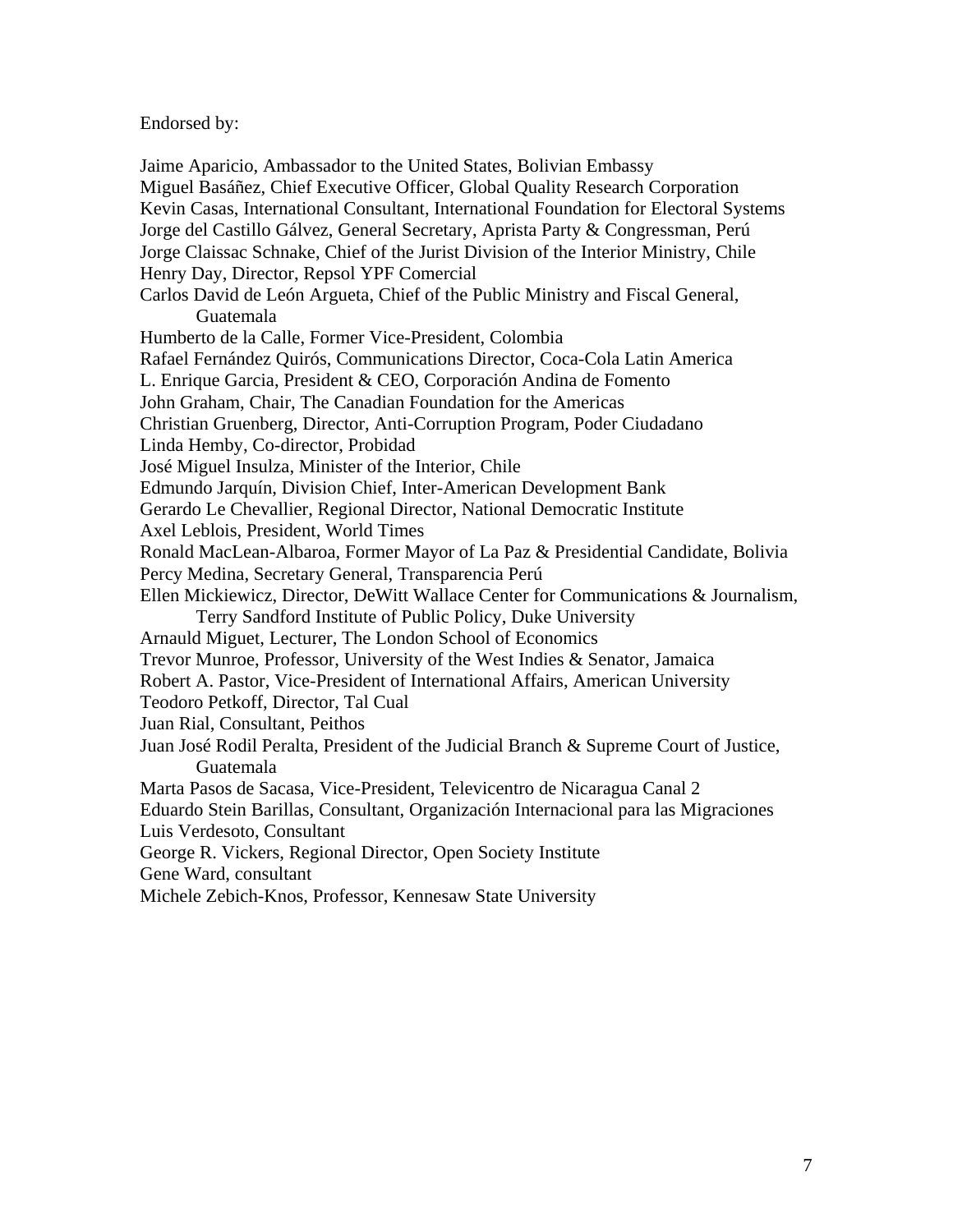Endorsed by:

Jaime Aparicio, Ambassador to the United States, Bolivian Embassy
Miguel Basáñez, Chief Executive Officer, Global Quality Research Corporation
Kevin Casas, International Consultant, International Foundation for Electoral Systems
Jorge del Castillo Gálvez, General Secretary, Aprista Party & Congressman, Perú
Jorge Claissac Schnake, Chief of the Jurist Division of the Interior Ministry, Chile
Henry Day, Director, Repsol YPF Comercial
Carlos David de León Argueta, Chief of the Public Ministry and Fiscal General, Guatemala
Humberto de la Calle, Former Vice-President, Colombia
Rafael Fernández Quirós, Communications Director, Coca-Cola Latin America
L. Enrique Garcia, President & CEO, Corporación Andina de Fomento
John Graham, Chair, The Canadian Foundation for the Americas
Christian Gruenberg, Director, Anti-Corruption Program, Poder Ciudadano
Linda Hemby, Co-director, Probidad
José Miguel Insulza, Minister of the Interior, Chile
Edmundo Jarquín, Division Chief, Inter-American Development Bank
Gerardo Le Chevallier, Regional Director, National Democratic Institute
Axel Leblois, President, World Times
Ronald MacLean-Albaroa, Former Mayor of La Paz & Presidential Candidate, Bolivia
Percy Medina, Secretary General, Transparencia Perú
Ellen Mickiewicz, Director, DeWitt Wallace Center for Communications & Journalism, Terry Sandford Institute of Public Policy, Duke University
Arnauld Miguet, Lecturer, The London School of Economics
Trevor Munroe, Professor, University of the West Indies & Senator, Jamaica
Robert A. Pastor, Vice-President of International Affairs, American University
Teodoro Petkoff, Director, Tal Cual
Juan Rial, Consultant, Peithos
Juan José Rodil Peralta, President of the Judicial Branch & Supreme Court of Justice, Guatemala
Marta Pasos de Sacasa, Vice-President, Televicentro de Nicaragua Canal 2
Eduardo Stein Barillas, Consultant, Organización Internacional para las Migraciones
Luis Verdesoto, Consultant
George R. Vickers, Regional Director, Open Society Institute
Gene Ward, consultant
Michele Zebich-Knos, Professor, Kennesaw State University